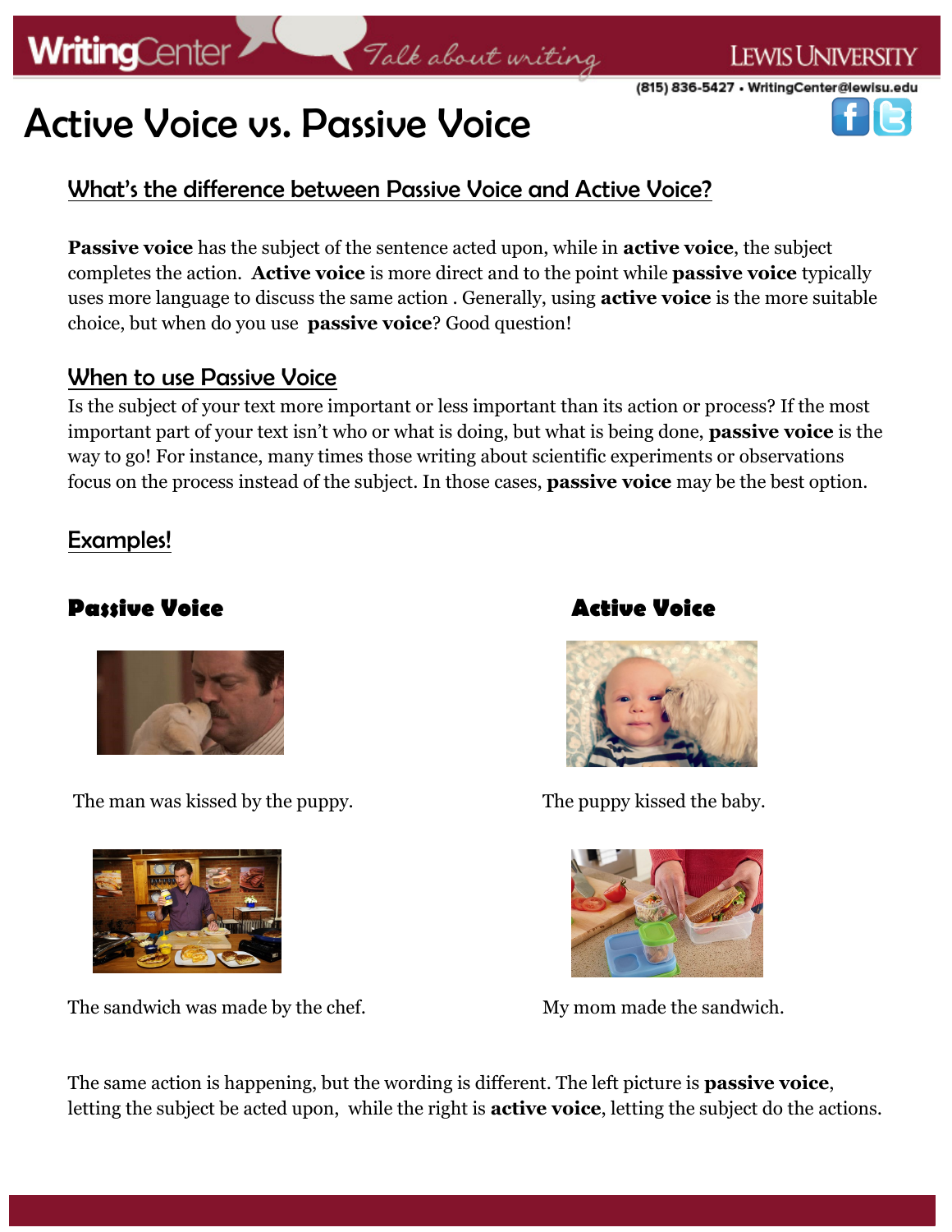# Active Voice vs. Passive Voice

## What's the difference between Passive Voice and Active Voice?

**Passive voice** has the subject of the sentence acted upon, while in **active voice**, the subject completes the action. **Active voice** is more direct and to the point while **passive voice** typically uses more language to discuss the same action . Generally, using **active voice** is the more suitable choice, but when do you use **passive voice**? Good question!

## When to use Passive Voice

Is the subject of your text more important or less important than its action or process? If the most important part of your text isn't who or what is doing, but what is being done, **passive voice** is the way to go! For instance, many times those writing about scientific experiments or observations focus on the process instead of the subject. In those cases, **passive voice** may be the best option.

## Examples!

### Passive Voice

The man was kissed by the puppy.

The sandwich was made by the chef.

### Active Voice

The puppy kissed the baby.

My mom made the sandwich.

The same action is happening, but the wording is different. The left picture is **passive voice**, letting the subject be acted upon, while the right is **active voice**, letting the subject do the actions.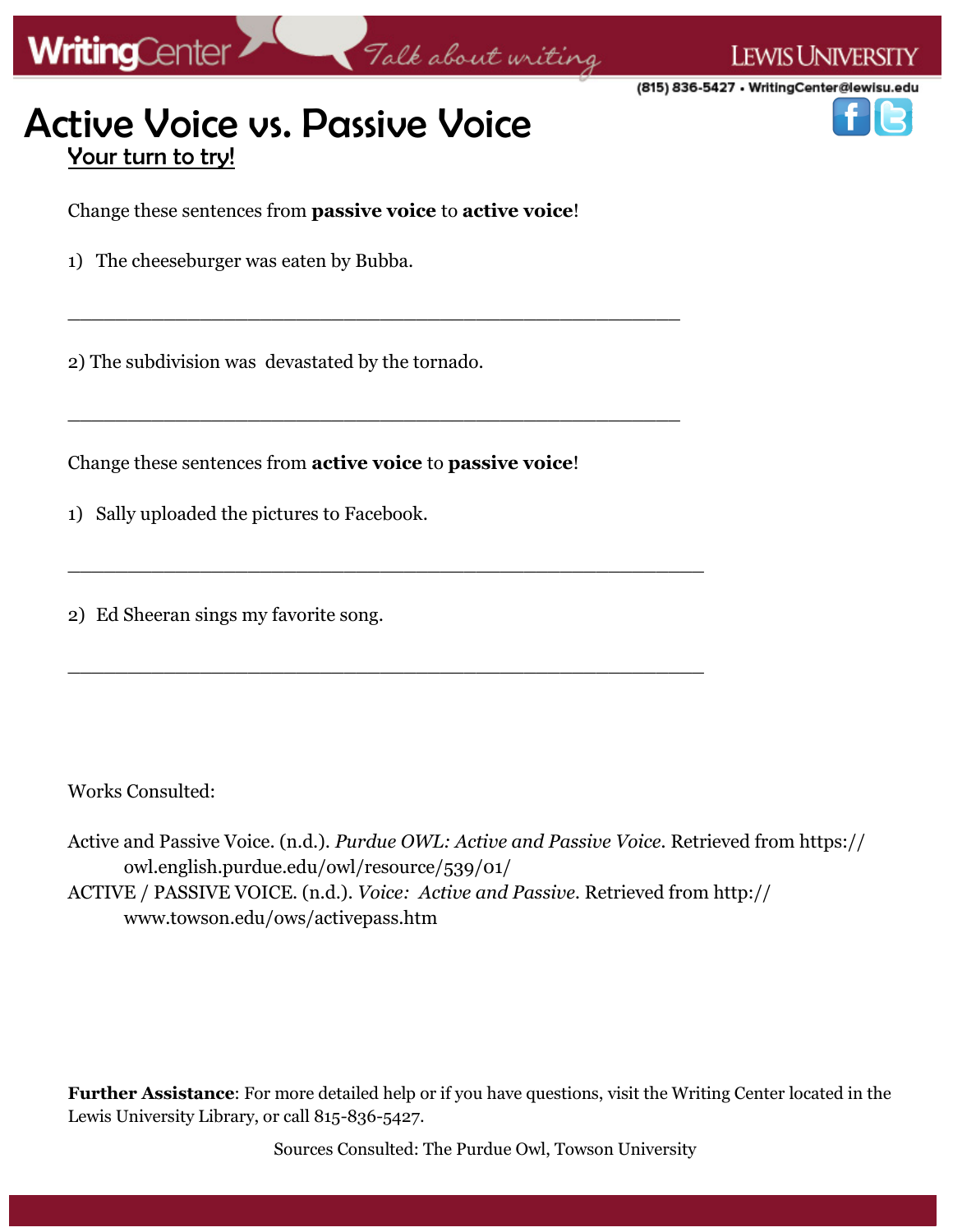# Active Voice vs. Passive Voice

## Your turn to try!

Change these sentences from **passive voice** to **active voice**!

1) The cheeseburger was eaten by Bubba.

_______________________________________________

2) The subdivision was devastated by the tornado.

_______________________________________________

Change these sentences from **active voice** to **passive voice**!

1) Sally uploaded the pictures to Facebook.

_______________________________________________

2) Ed Sheeran sings my favorite song.

_______________________________________________

Works Consulted:

Active and Passive Voice. (n.d.). *Purdue OWL: Active and Passive Voice.* Retrieved from https://owl.english.purdue.edu/owl/resource/539/01/

ACTIVE / PASSIVE VOICE. (n.d.). *Voice: Active and Passive.* Retrieved from http://www.towson.edu/ows/activepass.htm

**Further Assistance**: For more detailed help or if you have questions, visit the Writing Center located in the Lewis University Library, or call 815-836-5427.

Sources Consulted: The Purdue Owl, Towson University